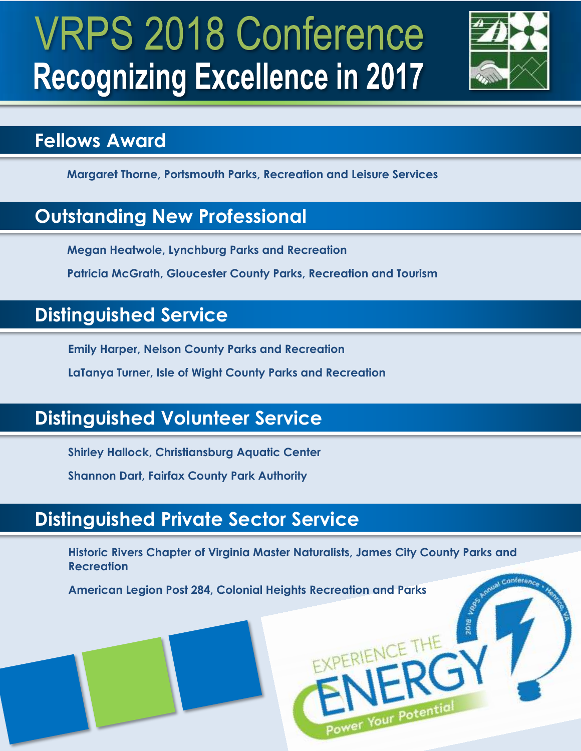# VRPS 2018 Conference
## Recognizing Excellence in 2017

## Fellows Award

**Margaret Thorne, Portsmouth Parks, Recreation and Leisure Services**

## Outstanding New Professional

**Megan Heatwole, Lynchburg Parks and Recreation**

**Patricia McGrath, Gloucester County Parks, Recreation and Tourism**

## Distinguished Service

**Emily Harper, Nelson County Parks and Recreation**

**LaTanya Turner, Isle of Wight County Parks and Recreation**

## Distinguished Volunteer Service

**Shirley Hallock, Christiansburg Aquatic Center**

**Shannon Dart, Fairfax County Park Authority**

## Distinguished Private Sector Service

**Historic Rivers Chapter of Virginia Master Naturalists, James City County Parks and Recreation**

**American Legion Post 284, Colonial Heights Recreation and Parks**

2018 VRPS Annual Conference • Henrico, VA

EXPERIENCE THE ENERGY

Power Your Potential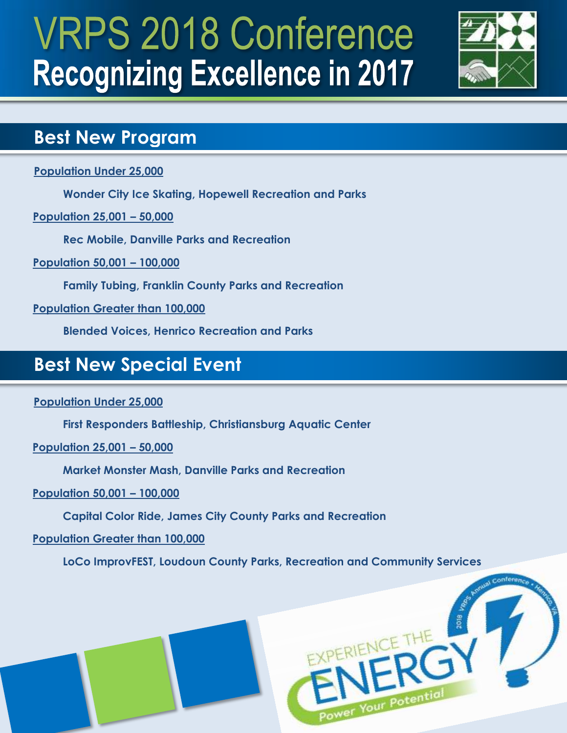# VRPS 2018 Conference
## Recognizing Excellence in 2017

## Best New Program

**Population Under 25,000**

**Wonder City Ice Skating, Hopewell Recreation and Parks**

**Population 25,001 – 50,000**

**Rec Mobile, Danville Parks and Recreation**

**Population 50,001 – 100,000**

**Family Tubing, Franklin County Parks and Recreation**

**Population Greater than 100,000**

**Blended Voices, Henrico Recreation and Parks**

## Best New Special Event

**Population Under 25,000**

**First Responders Battleship, Christiansburg Aquatic Center**

**Population 25,001 – 50,000**

**Market Monster Mash, Danville Parks and Recreation**

**Population 50,001 – 100,000**

**Capital Color Ride, James City County Parks and Recreation**

**Population Greater than 100,000**

**LoCo ImprovFEST, Loudoun County Parks, Recreation and Community Services**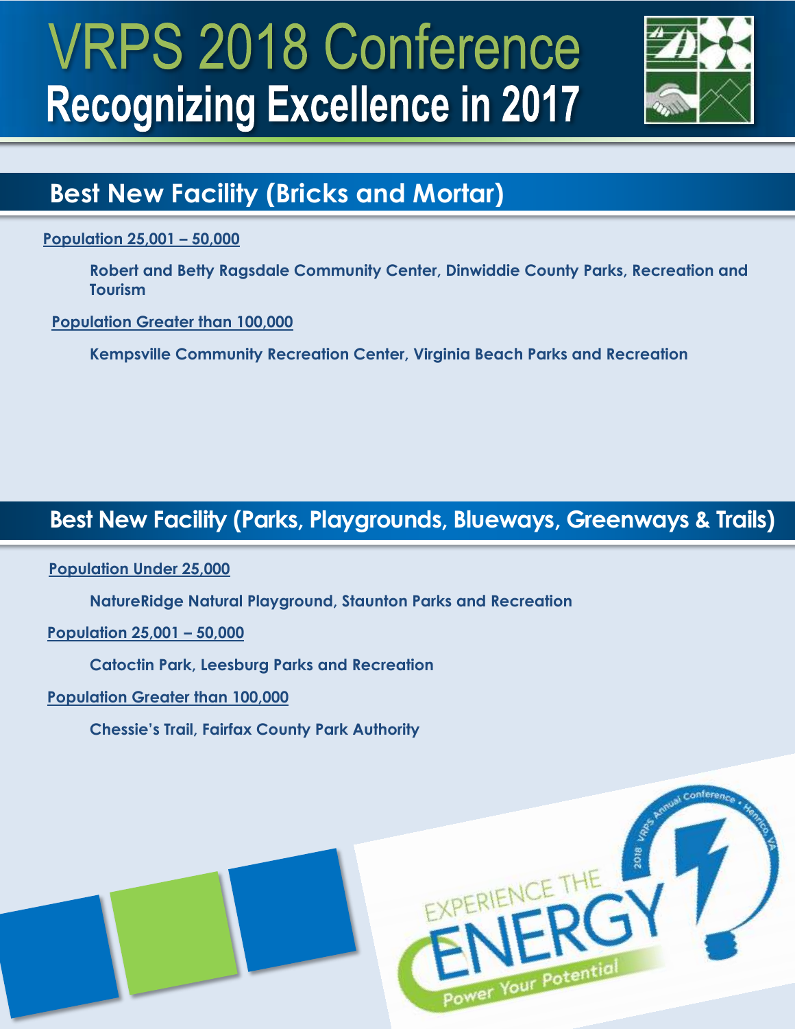# VRPS 2018 Conference

## Recognizing Excellence in 2017

## Best New Facility (Bricks and Mortar)

**Population 25,001 – 50,000**

**Robert and Betty Ragsdale Community Center, Dinwiddie County Parks, Recreation and Tourism**

**Population Greater than 100,000**

**Kempsville Community Recreation Center, Virginia Beach Parks and Recreation**

## Best New Facility (Parks, Playgrounds, Blueways, Greenways & Trails)

**Population Under 25,000**

**NatureRidge Natural Playground, Staunton Parks and Recreation**

**Population 25,001 – 50,000**

**Catoctin Park, Leesburg Parks and Recreation**

**Population Greater than 100,000**

**Chessie's Trail, Fairfax County Park Authority**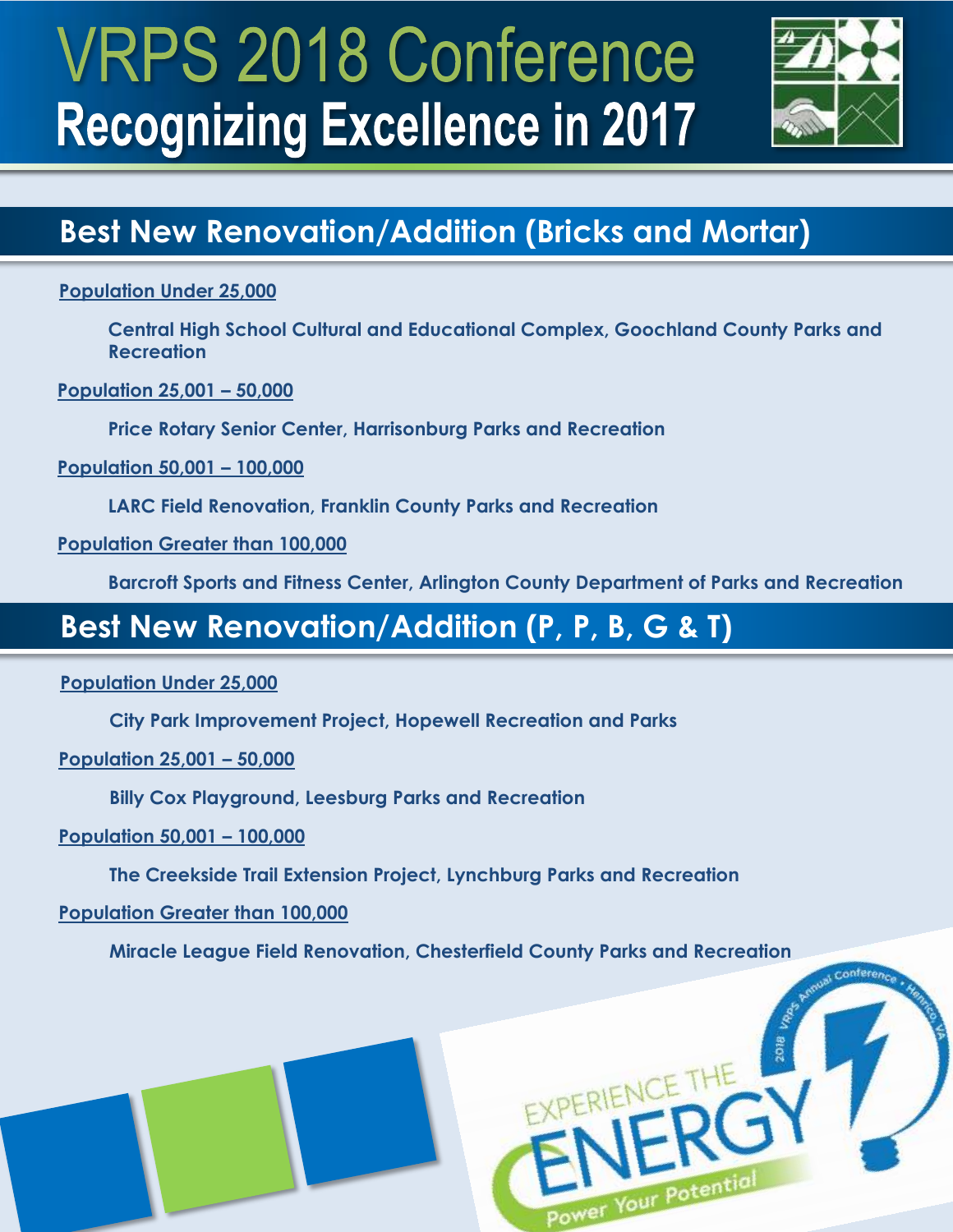# VRPS 2018 Conference

## Recognizing Excellence in 2017

## Best New Renovation/Addition (Bricks and Mortar)

**Population Under 25,000**

**Central High School Cultural and Educational Complex, Goochland County Parks and Recreation**

**Population 25,001 – 50,000**

**Price Rotary Senior Center, Harrisonburg Parks and Recreation**

**Population 50,001 – 100,000**

**LARC Field Renovation, Franklin County Parks and Recreation**

**Population Greater than 100,000**

**Barcroft Sports and Fitness Center, Arlington County Department of Parks and Recreation**

## Best New Renovation/Addition (P, P, B, G & T)

**Population Under 25,000**

**City Park Improvement Project, Hopewell Recreation and Parks**

**Population 25,001 – 50,000**

**Billy Cox Playground, Leesburg Parks and Recreation**

**Population 50,001 – 100,000**

**The Creekside Trail Extension Project, Lynchburg Parks and Recreation**

**Population Greater than 100,000**

**Miracle League Field Renovation, Chesterfield County Parks and Recreation**

2018 VRPS Annual Conference • Henrico, VA

EXPERIENCE THE ENERGY

Power Your Potential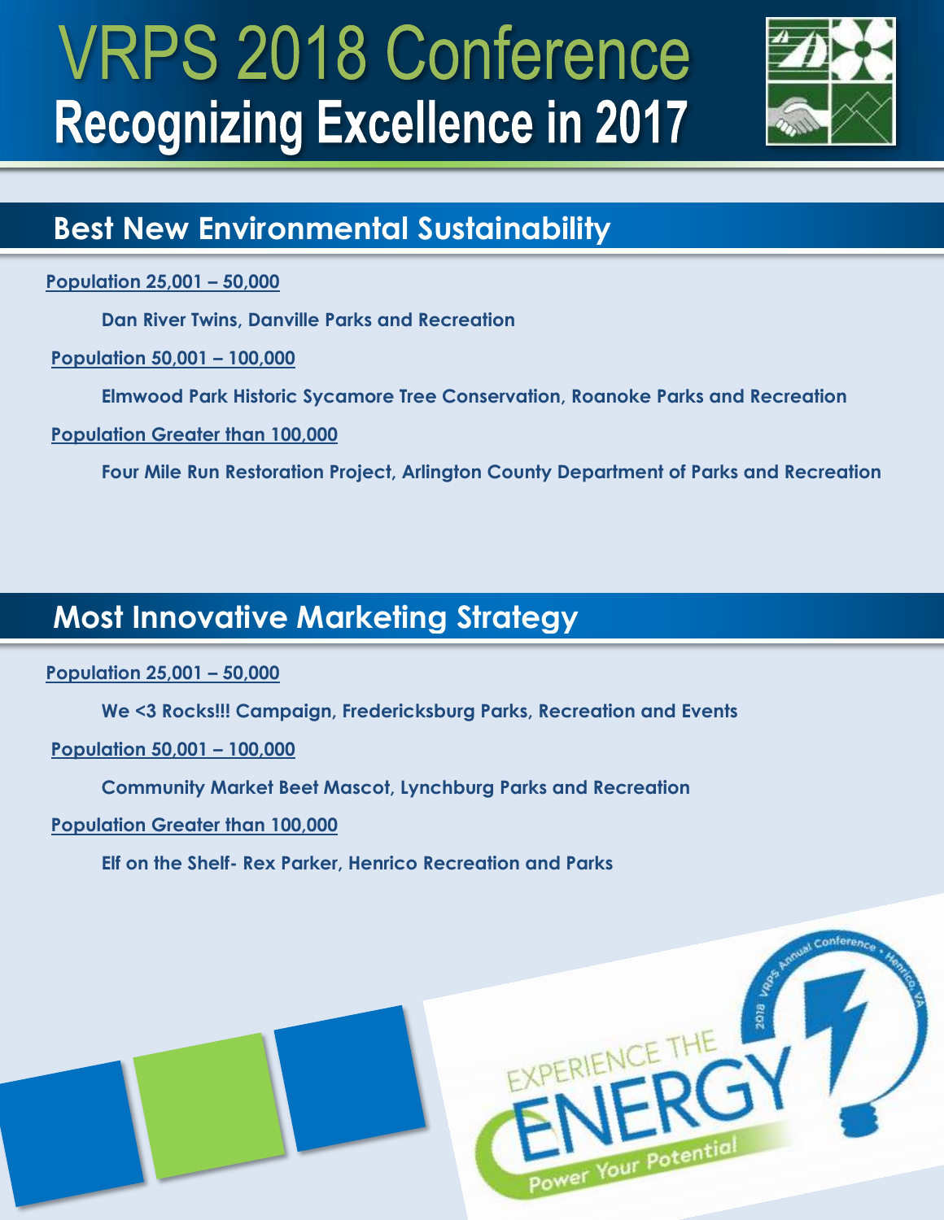# VRPS 2018 Conference
## Recognizing Excellence in 2017

## Best New Environmental Sustainability

**Population 25,001 – 50,000**

**Dan River Twins, Danville Parks and Recreation**

**Population 50,001 – 100,000**

**Elmwood Park Historic Sycamore Tree Conservation, Roanoke Parks and Recreation**

**Population Greater than 100,000**

**Four Mile Run Restoration Project, Arlington County Department of Parks and Recreation**

## Most Innovative Marketing Strategy

**Population 25,001 – 50,000**

**We <3 Rocks!!! Campaign, Fredericksburg Parks, Recreation and Events**

**Population 50,001 – 100,000**

**Community Market Beet Mascot, Lynchburg Parks and Recreation**

**Population Greater than 100,000**

**Elf on the Shelf- Rex Parker, Henrico Recreation and Parks**

EXPERIENCE THE ENERGY

Power Your Potential

2018 VRPS Annual Conference • Henrico, VA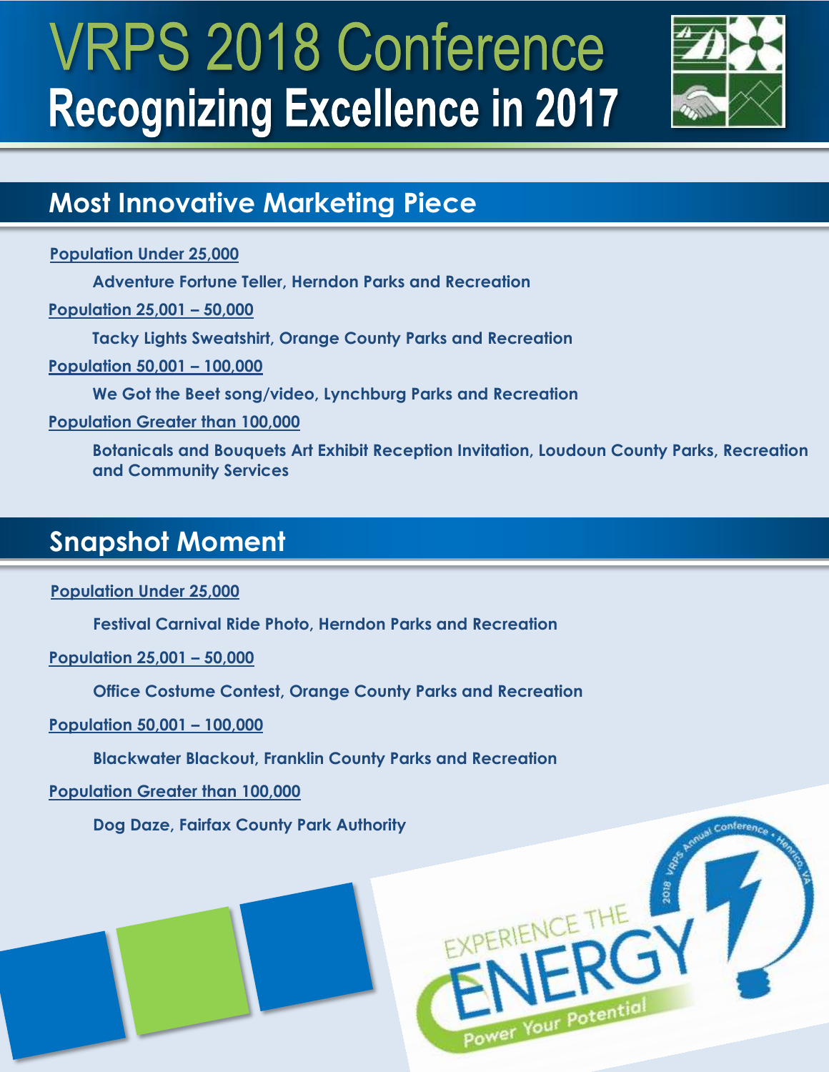# VRPS 2018 Conference
## Recognizing Excellence in 2017

## Most Innovative Marketing Piece

**Population Under 25,000**

**Adventure Fortune Teller, Herndon Parks and Recreation**

**Population 25,001 – 50,000**

**Tacky Lights Sweatshirt, Orange County Parks and Recreation**

**Population 50,001 – 100,000**

**We Got the Beet song/video, Lynchburg Parks and Recreation**

**Population Greater than 100,000**

**Botanicals and Bouquets Art Exhibit Reception Invitation, Loudoun County Parks, Recreation and Community Services**

## Snapshot Moment

**Population Under 25,000**

**Festival Carnival Ride Photo, Herndon Parks and Recreation**

**Population 25,001 – 50,000**

**Office Costume Contest, Orange County Parks and Recreation**

**Population 50,001 – 100,000**

**Blackwater Blackout, Franklin County Parks and Recreation**

**Population Greater than 100,000**

**Dog Daze, Fairfax County Park Authority**

2018 VRPS Annual Conference • Henrico, VA

EXPERIENCE THE ENERGY

Power Your Potential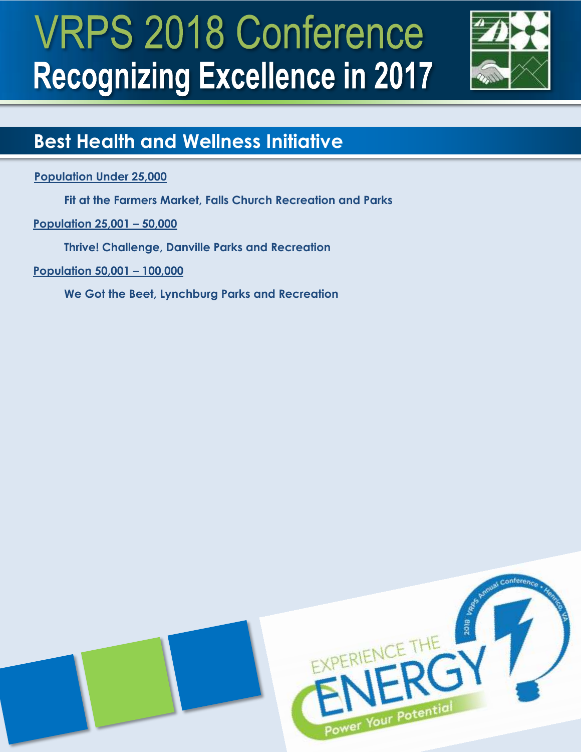# VRPS 2018 Conference
## Recognizing Excellence in 2017

## Best Health and Wellness Initiative

**Population Under 25,000**

**Fit at the Farmers Market, Falls Church Recreation and Parks**

**Population 25,001 – 50,000**

**Thrive! Challenge, Danville Parks and Recreation**

**Population 50,001 – 100,000**

**We Got the Beet, Lynchburg Parks and Recreation**